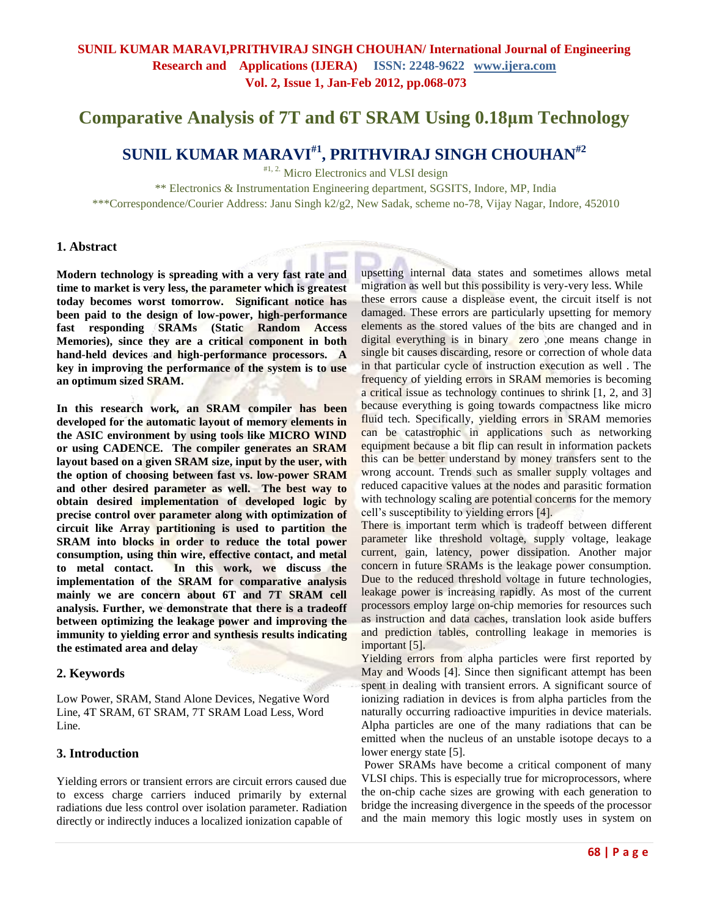# Comparative Analysis of 7T and 6T SRAM Using 0.18μm Technology

## SUNIL KUMAR MARAVI[#1], PRITHVIRAJ SINGH CHOUHAN[#2]

[#1, 2.] Micro Electronics and VLSI design

** Electronics & Instrumentation Engineering department, SGSITS, Indore, MP, India

***Correspondence/Courier Address: Janu Singh k2/g2, New Sadak, scheme no-78, Vijay Nagar, Indore, 452010

### 1. Abstract

**Modern technology is spreading with a very fast rate and time to market is very less, the parameter which is greatest today becomes worst tomorrow. Significant notice has been paid to the design of low-power, high-performance fast responding SRAMs (Static Random Access Memories), since they are a critical component in both hand-held devices and high-performance processors. A key in improving the performance of the system is to use an optimum sized SRAM.**

**In this research work, an SRAM compiler has been developed for the automatic layout of memory elements in the ASIC environment by using tools like MICRO WIND or using CADENCE. The compiler generates an SRAM layout based on a given SRAM size, input by the user, with the option of choosing between fast vs. low-power SRAM and other desired parameter as well. The best way to obtain desired implementation of developed logic by precise control over parameter along with optimization of circuit like Array partitioning is used to partition the SRAM into blocks in order to reduce the total power consumption, using thin wire, effective contact, and metal to metal contact. In this work, we discuss the implementation of the SRAM for comparative analysis mainly we are concern about 6T and 7T SRAM cell analysis. Further, we demonstrate that there is a tradeoff between optimizing the leakage power and improving the immunity to yielding error and synthesis results indicating the estimated area and delay**

### 2. Keywords

Low Power, SRAM, Stand Alone Devices, Negative Word Line, 4T SRAM, 6T SRAM, 7T SRAM Load Less, Word Line.

### 3. Introduction

Yielding errors or transient errors are circuit errors caused due to excess charge carriers induced primarily by external radiations due less control over isolation parameter. Radiation directly or indirectly induces a localized ionization capable of upsetting internal data states and sometimes allows metal migration as well but this possibility is very-very less. While these errors cause a displease event, the circuit itself is not damaged. These errors are particularly upsetting for memory elements as the stored values of the bits are changed and in digital everything is in binary zero ,one means change in single bit causes discarding, resore or correction of whole data in that particular cycle of instruction execution as well . The frequency of yielding errors in SRAM memories is becoming a critical issue as technology continues to shrink [1, 2, and 3] because everything is going towards compactness like micro fluid tech. Specifically, yielding errors in SRAM memories can be catastrophic in applications such as networking equipment because a bit flip can result in information packets this can be better understand by money transfers sent to the wrong account. Trends such as smaller supply voltages and reduced capacitive values at the nodes and parasitic formation with technology scaling are potential concerns for the memory cell's susceptibility to yielding errors [4].

There is important term which is tradeoff between different parameter like threshold voltage, supply voltage, leakage current, gain, latency, power dissipation. Another major concern in future SRAMs is the leakage power consumption. Due to the reduced threshold voltage in future technologies, leakage power is increasing rapidly. As most of the current processors employ large on-chip memories for resources such as instruction and data caches, translation look aside buffers and prediction tables, controlling leakage in memories is important [5].

Yielding errors from alpha particles were first reported by May and Woods [4]. Since then significant attempt has been spent in dealing with transient errors. A significant source of ionizing radiation in devices is from alpha particles from the naturally occurring radioactive impurities in device materials. Alpha particles are one of the many radiations that can be emitted when the nucleus of an unstable isotope decays to a lower energy state [5].

Power SRAMs have become a critical component of many VLSI chips. This is especially true for microprocessors, where the on-chip cache sizes are growing with each generation to bridge the increasing divergence in the speeds of the processor and the main memory this logic mostly uses in system on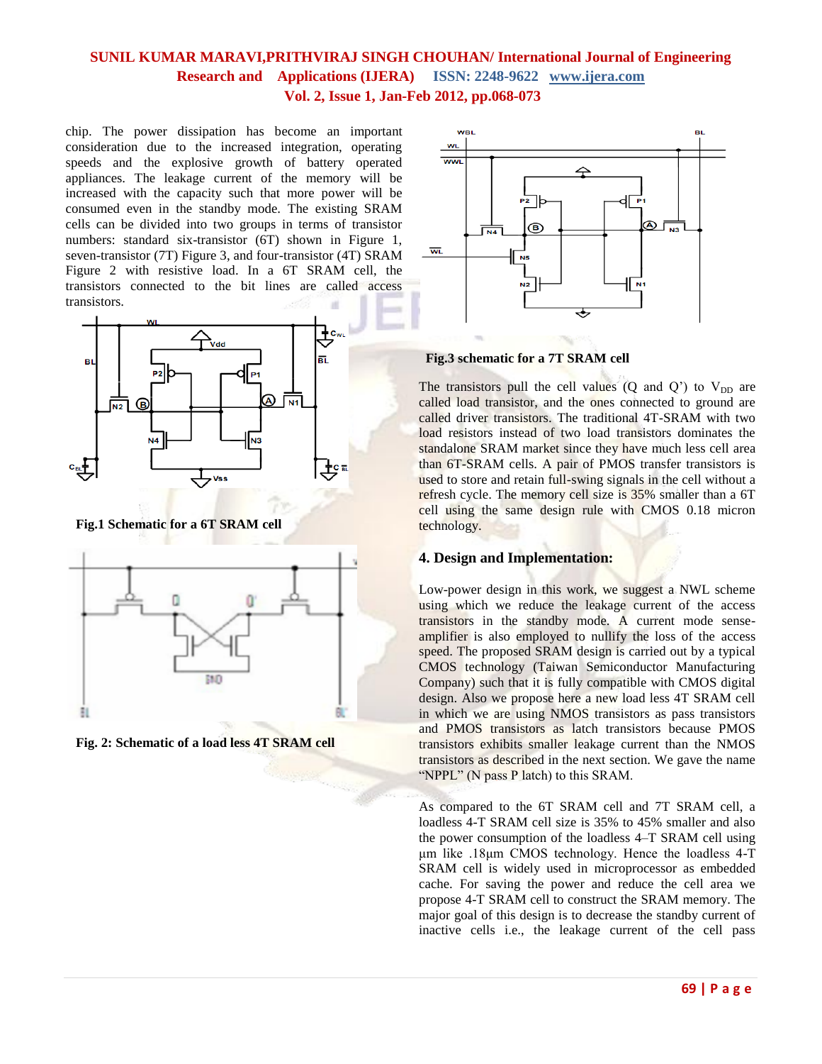chip. The power dissipation has become an important consideration due to the increased integration, operating speeds and the explosive growth of battery operated appliances. The leakage current of the memory will be increased with the capacity such that more power will be consumed even in the standby mode. The existing SRAM cells can be divided into two groups in terms of transistor numbers: standard six-transistor (6T) shown in Figure 1, seven-transistor (7T) Figure 3, and four-transistor (4T) SRAM Figure 2 with resistive load. In a 6T SRAM cell, the transistors connected to the bit lines are called access transistors.

**Fig.1 Schematic for a 6T SRAM cell**

**Fig. 2: Schematic of a load less 4T SRAM cell**

**Fig.3 schematic for a 7T SRAM cell**

The transistors pull the cell values (Q and Q') to $V_{DD}$ are called load transistor, and the ones connected to ground are called driver transistors. The traditional 4T-SRAM with two load resistors instead of two load transistors dominates the standalone SRAM market since they have much less cell area than 6T-SRAM cells. A pair of PMOS transfer transistors is used to store and retain full-swing signals in the cell without a refresh cycle. The memory cell size is 35% smaller than a 6T cell using the same design rule with CMOS 0.18 micron technology.

## 4. Design and Implementation:

Low-power design in this work, we suggest a NWL scheme using which we reduce the leakage current of the access transistors in the standby mode. A current mode sense-amplifier is also employed to nullify the loss of the access speed. The proposed SRAM design is carried out by a typical CMOS technology (Taiwan Semiconductor Manufacturing Company) such that it is fully compatible with CMOS digital design. Also we propose here a new load less 4T SRAM cell in which we are using NMOS transistors as pass transistors and PMOS transistors as latch transistors because PMOS transistors exhibits smaller leakage current than the NMOS transistors as described in the next section. We gave the name "NPPL" (N pass P latch) to this SRAM.

As compared to the 6T SRAM cell and 7T SRAM cell, a loadless 4-T SRAM cell size is 35% to 45% smaller and also the power consumption of the loadless 4–T SRAM cell using µm like .18µm CMOS technology. Hence the loadless 4-T SRAM cell is widely used in microprocessor as embedded cache. For saving the power and reduce the cell area we propose 4-T SRAM cell to construct the SRAM memory. The major goal of this design is to decrease the standby current of inactive cells i.e., the leakage current of the cell pass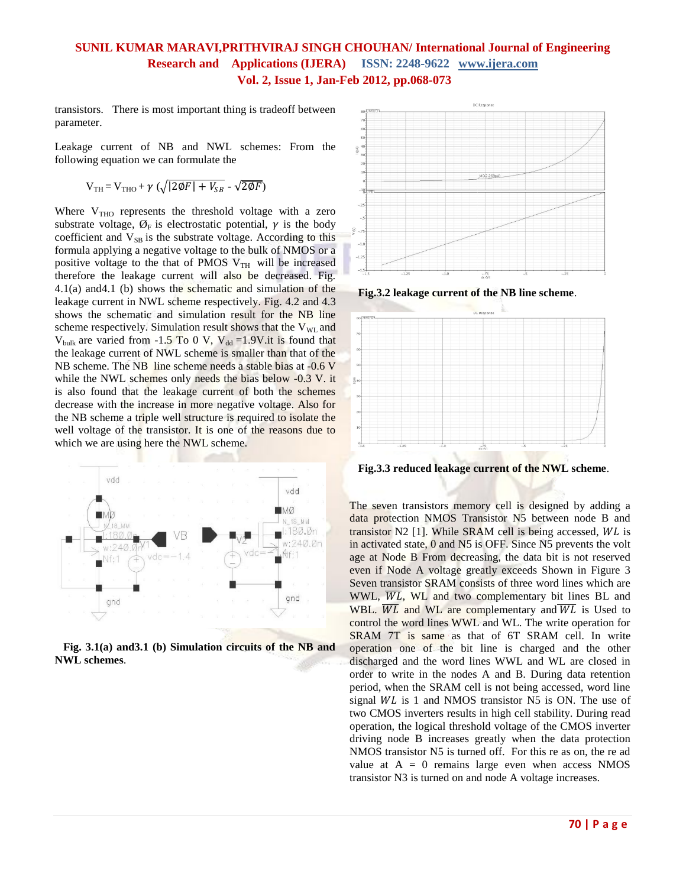transistors. There is most important thing is tradeoff between parameter.

Leakage current of NB and NWL schemes: From the following equation we can formulate the

$$V_{TH} = V_{THO} + \gamma\ (\sqrt{|2\emptyset F| + V_{SB}} - \sqrt{2\emptyset F})$$

Where $V_{THO}$ represents the threshold voltage with a zero substrate voltage, $\emptyset_F$ is electrostatic potential, $\gamma$ is the body coefficient and $V_{SB}$ is the substrate voltage. According to this formula applying a negative voltage to the bulk of NMOS or a positive voltage to the that of PMOS $V_{TH}$ will be increased therefore the leakage current will also be decreased. Fig. 4.1(a) and4.1 (b) shows the schematic and simulation of the leakage current in NWL scheme respectively. Fig. 4.2 and 4.3 shows the schematic and simulation result for the NB line scheme respectively. Simulation result shows that the $V_{WL}$ and $V_{bulk}$ are varied from -1.5 To 0 V, $V_{dd}$ =1.9V.it is found that the leakage current of NWL scheme is smaller than that of the NB scheme. The NB line scheme needs a stable bias at -0.6 V while the NWL schemes only needs the bias below -0.3 V. it is also found that the leakage current of both the schemes decrease with the increase in more negative voltage. Also for the NB scheme a triple well structure is required to isolate the well voltage of the transistor. It is one of the reasons due to which we are using here the NWL scheme.

**Fig. 3.1(a) and3.1 (b) Simulation circuits of the NB and NWL schemes**.

**Fig.3.2 leakage current of the NB line scheme**.

**Fig.3.3 reduced leakage current of the NWL scheme**.

The seven transistors memory cell is designed by adding a data protection NMOS Transistor N5 between node B and transistor N2 [1]. While SRAM cell is being accessed, $WL$ is in activated state, 0 and N5 is OFF. Since N5 prevents the volt age at Node B From decreasing, the data bit is not reserved even if Node A voltage greatly exceeds Shown in Figure 3 Seven transistor SRAM consists of three word lines which are WWL, $\overline{WL}$, WL and two complementary bit lines BL and WBL. $\overline{WL}$ and WL are complementary and $\overline{WL}$ is Used to control the word lines WWL and WL. The write operation for SRAM 7T is same as that of 6T SRAM cell. In write operation one of the bit line is charged and the other discharged and the word lines WWL and WL are closed in order to write in the nodes A and B. During data retention period, when the SRAM cell is not being accessed, word line signal $WL$ is 1 and NMOS transistor N5 is ON. The use of two CMOS inverters results in high cell stability. During read operation, the logical threshold voltage of the CMOS inverter driving node B increases greatly when the data protection NMOS transistor N5 is turned off. For this re as on, the re ad value at A = 0 remains large even when access NMOS transistor N3 is turned on and node A voltage increases.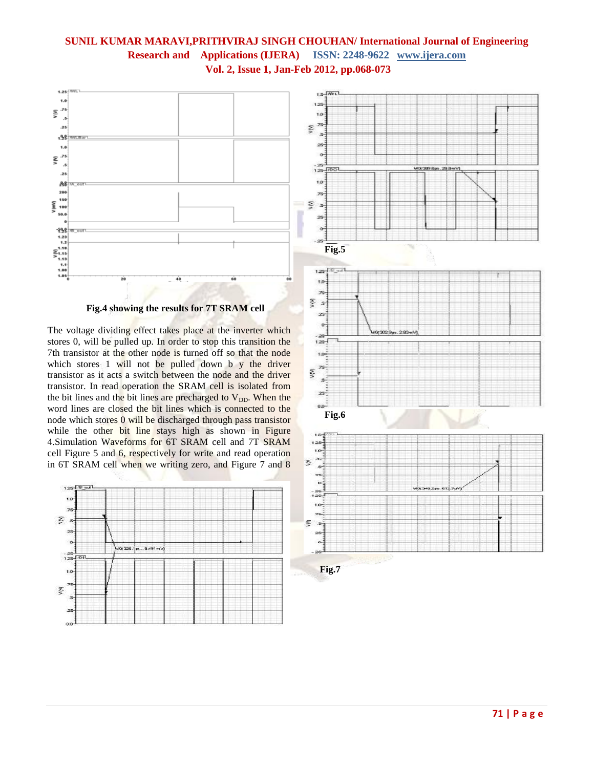Fig.4 showing the results for 7T SRAM cell

The voltage dividing effect takes place at the inverter which stores 0, will be pulled up. In order to stop this transition the 7th transistor at the other node is turned off so that the node which stores 1 will not be pulled down b y the driver transistor as it acts a switch between the node and the driver transistor. In read operation the SRAM cell is isolated from the bit lines and the bit lines are precharged to $V_{DD}$. When the word lines are closed the bit lines which is connected to the node which stores 0 will be discharged through pass transistor while the other bit line stays high as shown in Figure 4.Simulation Waveforms for 6T SRAM cell and 7T SRAM cell Figure 5 and 6, respectively for write and read operation in 6T SRAM cell when we writing zero, and Figure 7 and 8

Fig.5

Fig.6

Fig.7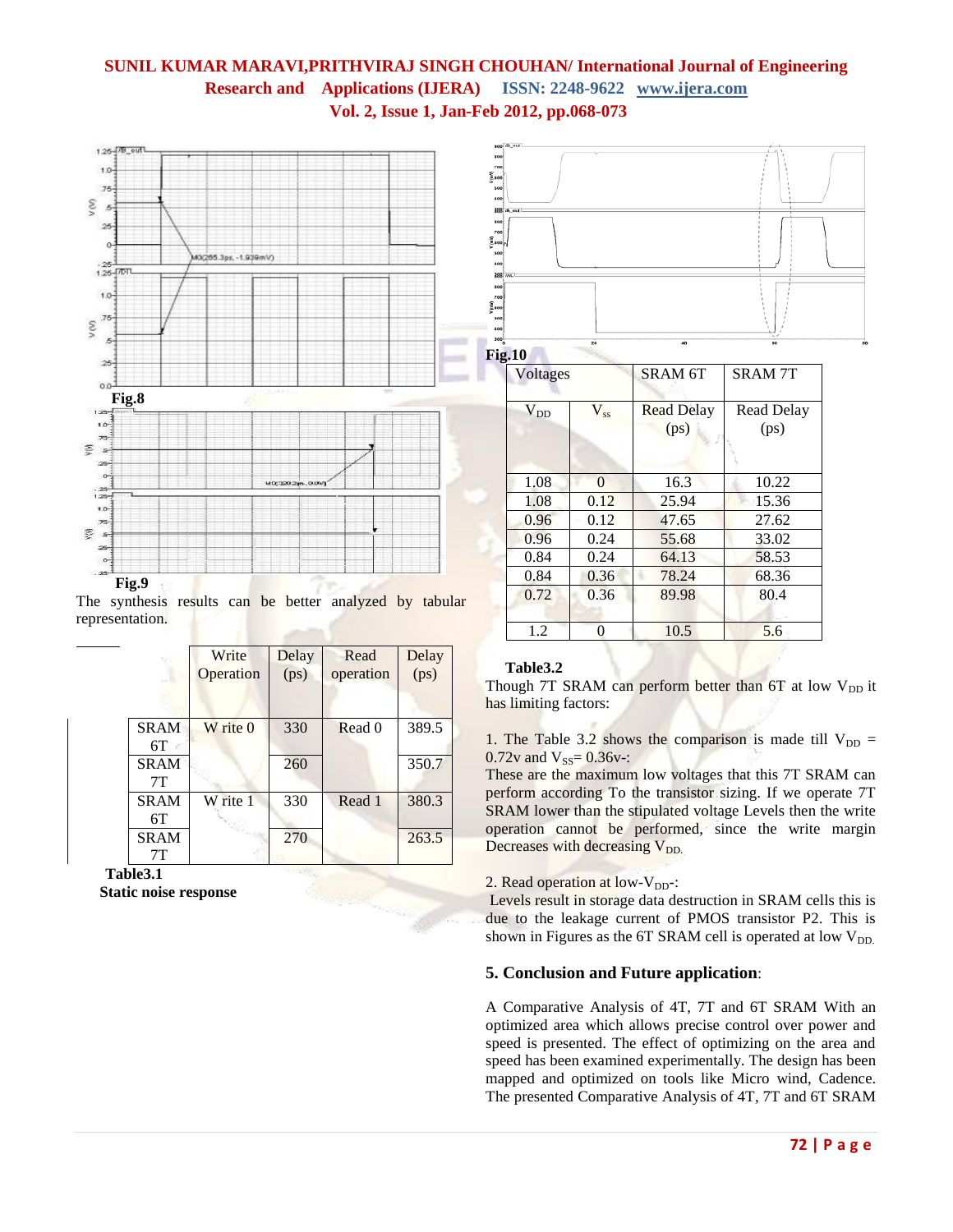Fig.8

Fig.9

The synthesis results can be better analyzed by tabular representation.

| | Write Operation | Delay (ps) | Read operation | Delay (ps) |
|---|---|---|---|---|
| SRAM 6T | W rite 0 | 330 | Read 0 | 389.5 |
| SRAM 7T | | 260 | | 350.7 |
| SRAM 6T | W rite 1 | 330 | Read 1 | 380.3 |
| SRAM 7T | | 270 | | 263.5 |

**Table3.1**

**Static noise response**

Fig.10

| Voltages | | SRAM 6T | SRAM 7T |
|---|---|---|---|
| $V_{DD}$ | $V_{ss}$ | Read Delay (ps) | Read Delay (ps) |
| 1.08 | 0 | 16.3 | 10.22 |
| 1.08 | 0.12 | 25.94 | 15.36 |
| 0.96 | 0.12 | 47.65 | 27.62 |
| 0.96 | 0.24 | 55.68 | 33.02 |
| 0.84 | 0.24 | 64.13 | 58.53 |
| 0.84 | 0.36 | 78.24 | 68.36 |
| 0.72 | 0.36 | 89.98 | 80.4 |
| 1.2 | 0 | 10.5 | 5.6 |

**Table3.2**

Though 7T SRAM can perform better than 6T at low $V_{DD}$ it has limiting factors:

1. The Table 3.2 shows the comparison is made till $V_{DD}$ = 0.72v and $V_{SS}$= 0.36v-:
These are the maximum low voltages that this 7T SRAM can perform according To the transistor sizing. If we operate 7T SRAM lower than the stipulated voltage Levels then the write operation cannot be performed, since the write margin Decreases with decreasing $V_{DD.}$

2. Read operation at low-$V_{DD}$-:
Levels result in storage data destruction in SRAM cells this is due to the leakage current of PMOS transistor P2. This is shown in Figures as the 6T SRAM cell is operated at low $V_{DD.}$

## 5. Conclusion and Future application:

A Comparative Analysis of 4T, 7T and 6T SRAM With an optimized area which allows precise control over power and speed is presented. The effect of optimizing on the area and speed has been examined experimentally. The design has been mapped and optimized on tools like Micro wind, Cadence. The presented Comparative Analysis of 4T, 7T and 6T SRAM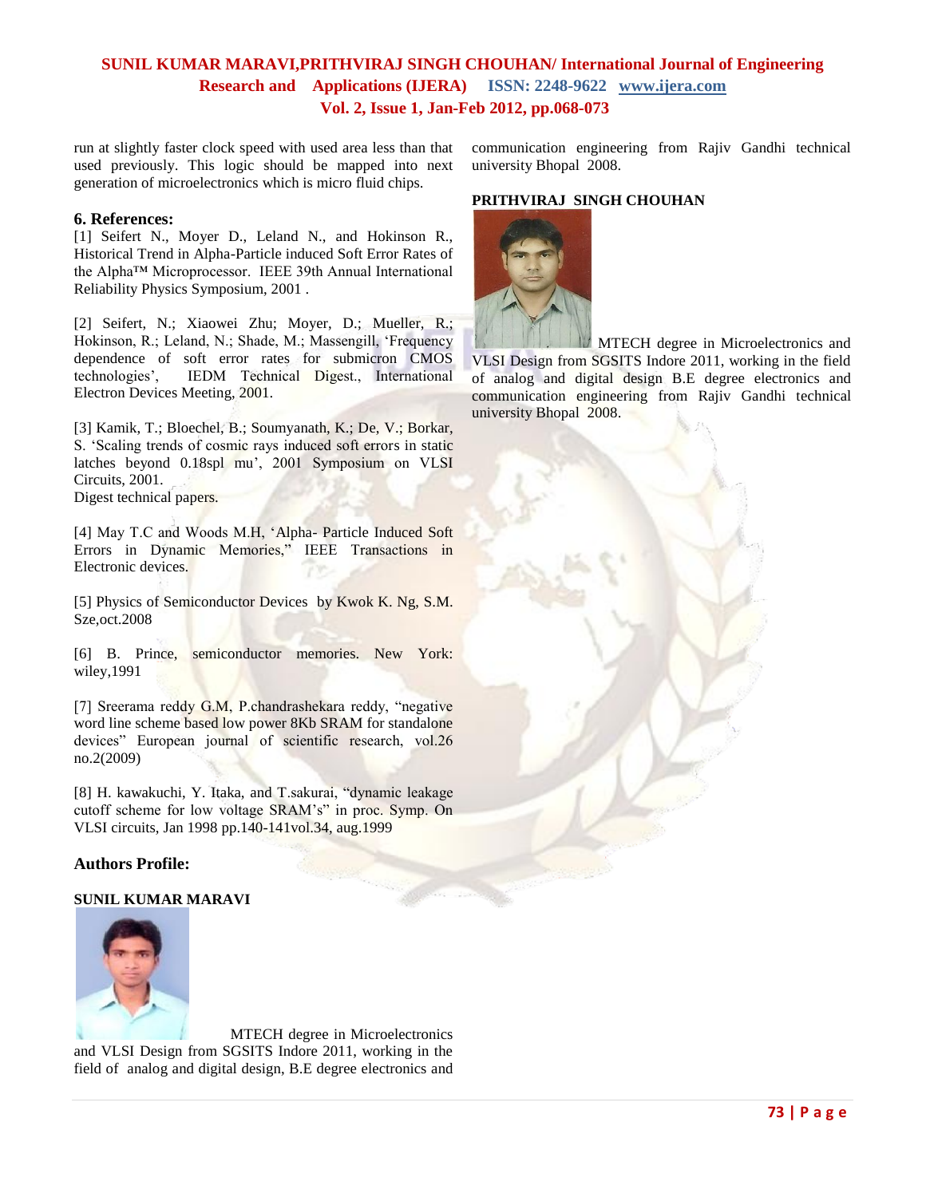run at slightly faster clock speed with used area less than that used previously. This logic should be mapped into next generation of microelectronics which is micro fluid chips.

### 6. References:

[1] Seifert N., Moyer D., Leland N., and Hokinson R., Historical Trend in Alpha-Particle induced Soft Error Rates of the Alpha™ Microprocessor. IEEE 39th Annual International Reliability Physics Symposium, 2001 .

[2] Seifert, N.; Xiaowei Zhu; Moyer, D.; Mueller, R.; Hokinson, R.; Leland, N.; Shade, M.; Massengill, 'Frequency dependence of soft error rates for submicron CMOS technologies', IEDM Technical Digest., International Electron Devices Meeting, 2001.

[3] Kamik, T.; Bloechel, B.; Soumyanath, K.; De, V.; Borkar, S. 'Scaling trends of cosmic rays induced soft errors in static latches beyond 0.18spl mu', 2001 Symposium on VLSI Circuits, 2001.
Digest technical papers.

[4] May T.C and Woods M.H, 'Alpha- Particle Induced Soft Errors in Dynamic Memories," IEEE Transactions in Electronic devices.

[5] Physics of Semiconductor Devices by Kwok K. Ng, S.M. Sze,oct.2008

[6] B. Prince, semiconductor memories. New York: wiley,1991

[7] Sreerama reddy G.M, P.chandrashekara reddy, "negative word line scheme based low power 8Kb SRAM for standalone devices" European journal of scientific research, vol.26 no.2(2009)

[8] H. kawakuchi, Y. Itaka, and T.sakurai, "dynamic leakage cutoff scheme for low voltage SRAM's" in proc. Symp. On VLSI circuits, Jan 1998 pp.140-141vol.34, aug.1999

### Authors Profile:

**SUNIL KUMAR MARAVI**

MTECH degree in Microelectronics and VLSI Design from SGSITS Indore 2011, working in the field of analog and digital design, B.E degree electronics and communication engineering from Rajiv Gandhi technical university Bhopal 2008.

**PRITHVIRAJ SINGH CHOUHAN**

MTECH degree in Microelectronics and VLSI Design from SGSITS Indore 2011, working in the field of analog and digital design B.E degree electronics and communication engineering from Rajiv Gandhi technical university Bhopal 2008.